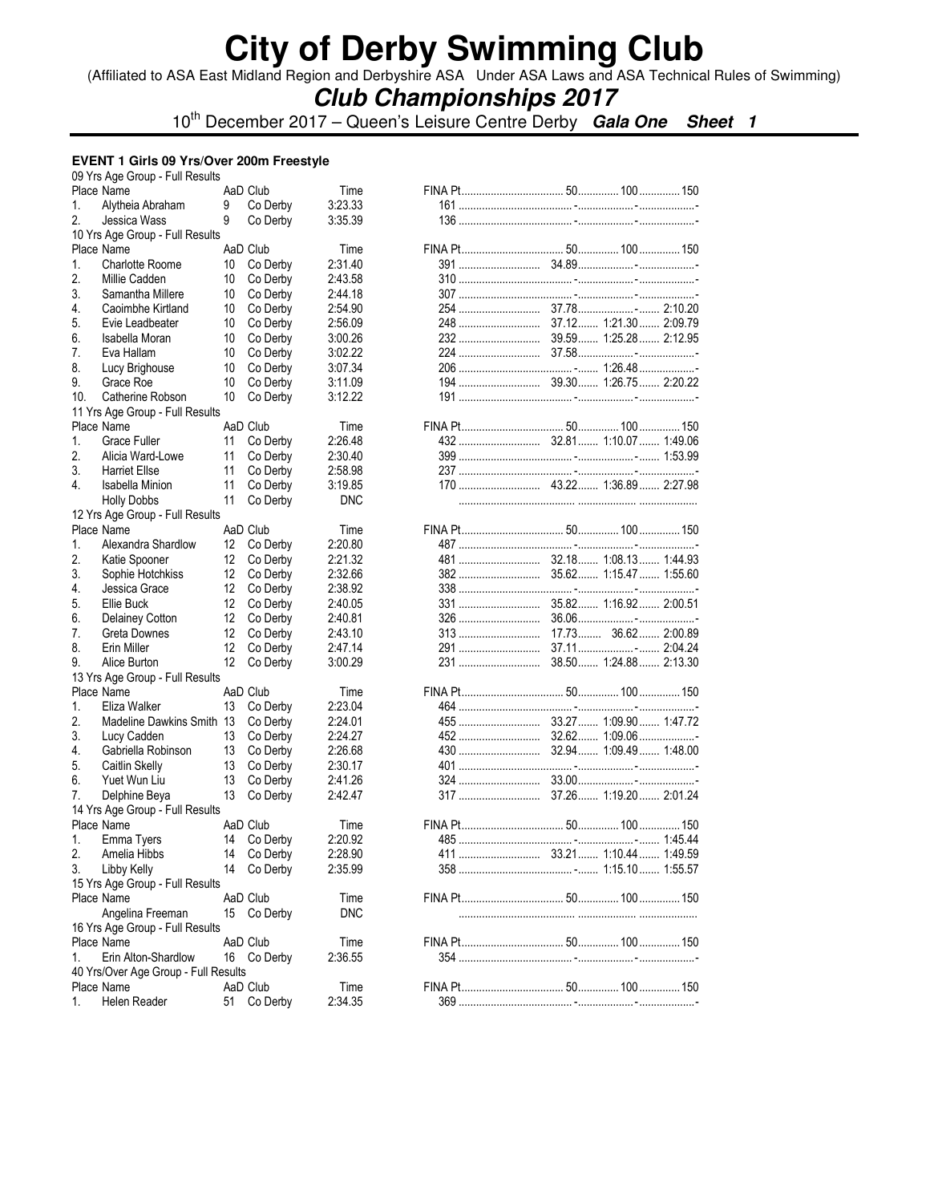# City of Derby Swimming Club

(Affiliated to ASA East Midland Region and Derbyshire ASA Under ASA Laws and ASA Technical Rules of Swimming)

## *Club Championships 2017*

10th December 2017 – Queen's Leisure Centre Derby ***Gala One Sheet 1***

### EVENT 1 Girls 09 Yrs/Over 200m Freestyle

09 Yrs Age Group - Full Results

| Place | Name | AaD | Club | Time | FINA Pt | 50 | 100 | 150 |
|---|---|---|---|---|---|---|---|---|
| 1. | Alytheia Abraham | 9 | Co Derby | 3:23.33 | 161 | - | - | - |
| 2. | Jessica Wass | 9 | Co Derby | 3:35.39 | 136 | - | - | - |

10 Yrs Age Group - Full Results

| Place | Name | AaD | Club | Time | FINA Pt | 50 | 100 | 150 |
|---|---|---|---|---|---|---|---|---|
| 1. | Charlotte Roome | 10 | Co Derby | 2:31.40 | 391 | 34.89 | - | - |
| 2. | Millie Cadden | 10 | Co Derby | 2:43.58 | 310 | - | - | - |
| 3. | Samantha Millere | 10 | Co Derby | 2:44.18 | 307 | - | - | - |
| 4. | Caoimbhe Kirtland | 10 | Co Derby | 2:54.90 | 254 | 37.78 | - | 2:10.20 |
| 5. | Evie Leadbeater | 10 | Co Derby | 2:56.09 | 248 | 37.12 | 1:21.30 | 2:09.79 |
| 6. | Isabella Moran | 10 | Co Derby | 3:00.26 | 232 | 39.59 | 1:25.28 | 2:12.95 |
| 7. | Eva Hallam | 10 | Co Derby | 3:02.22 | 224 | 37.58 | - | - |
| 8. | Lucy Brighouse | 10 | Co Derby | 3:07.34 | 206 | - | 1:26.48 | - |
| 9. | Grace Roe | 10 | Co Derby | 3:11.09 | 194 | 39.30 | 1:26.75 | 2:20.22 |
| 10. | Catherine Robson | 10 | Co Derby | 3:12.22 | 191 | - | - | - |

11 Yrs Age Group - Full Results

| Place | Name | AaD | Club | Time | FINA Pt | 50 | 100 | 150 |
|---|---|---|---|---|---|---|---|---|
| 1. | Grace Fuller | 11 | Co Derby | 2:26.48 | 432 | 32.81 | 1:10.07 | 1:49.06 |
| 2. | Alicia Ward-Lowe | 11 | Co Derby | 2:30.40 | 399 | - | - | 1:53.99 |
| 3. | Harriet Ellse | 11 | Co Derby | 2:58.98 | 237 | - | - | - |
| 4. | Isabella Minion | 11 | Co Derby | 3:19.85 | 170 | 43.22 | 1:36.89 | 2:27.98 |
| | Holly Dobbs | 11 | Co Derby | DNC | | | | |

12 Yrs Age Group - Full Results

| Place | Name | AaD | Club | Time | FINA Pt | 50 | 100 | 150 |
|---|---|---|---|---|---|---|---|---|
| 1. | Alexandra Shardlow | 12 | Co Derby | 2:20.80 | 487 | - | - | - |
| 2. | Katie Spooner | 12 | Co Derby | 2:21.32 | 481 | 32.18 | 1:08.13 | 1:44.93 |
| 3. | Sophie Hotchkiss | 12 | Co Derby | 2:32.66 | 382 | 35.62 | 1:15.47 | 1:55.60 |
| 4. | Jessica Grace | 12 | Co Derby | 2:38.92 | 338 | - | - | - |
| 5. | Ellie Buck | 12 | Co Derby | 2:40.05 | 331 | 35.82 | 1:16.92 | 2:00.51 |
| 6. | Delainey Cotton | 12 | Co Derby | 2:40.81 | 326 | 36.06 | - | - |
| 7. | Greta Downes | 12 | Co Derby | 2:43.10 | 313 | 17.73 | 36.62 | 2:00.89 |
| 8. | Erin Miller | 12 | Co Derby | 2:47.14 | 291 | 37.11 | - | 2:04.24 |
| 9. | Alice Burton | 12 | Co Derby | 3:00.29 | 231 | 38.50 | 1:24.88 | 2:13.30 |

13 Yrs Age Group - Full Results

| Place | Name | AaD | Club | Time | FINA Pt | 50 | 100 | 150 |
|---|---|---|---|---|---|---|---|---|
| 1. | Eliza Walker | 13 | Co Derby | 2:23.04 | 464 | - | - | - |
| 2. | Madeline Dawkins Smith | 13 | Co Derby | 2:24.01 | 455 | 33.27 | 1:09.90 | 1:47.72 |
| 3. | Lucy Cadden | 13 | Co Derby | 2:24.27 | 452 | 32.62 | 1:09.06 | - |
| 4. | Gabriella Robinson | 13 | Co Derby | 2:26.68 | 430 | 32.94 | 1:09.49 | 1:48.00 |
| 5. | Caitlin Skelly | 13 | Co Derby | 2:30.17 | 401 | - | - | - |
| 6. | Yuet Wun Liu | 13 | Co Derby | 2:41.26 | 324 | 33.00 | - | - |
| 7. | Delphine Beya | 13 | Co Derby | 2:42.47 | 317 | 37.26 | 1:19.20 | 2:01.24 |

14 Yrs Age Group - Full Results

| Place | Name | AaD | Club | Time | FINA Pt | 50 | 100 | 150 |
|---|---|---|---|---|---|---|---|---|
| 1. | Emma Tyers | 14 | Co Derby | 2:20.92 | 485 | - | - | 1:45.44 |
| 2. | Amelia Hibbs | 14 | Co Derby | 2:28.90 | 411 | 33.21 | 1:10.44 | 1:49.59 |
| 3. | Libby Kelly | 14 | Co Derby | 2:35.99 | 358 | - | 1:15.10 | 1:55.57 |

15 Yrs Age Group - Full Results

| Place | Name | AaD | Club | Time | FINA Pt | 50 | 100 | 150 |
|---|---|---|---|---|---|---|---|---|
| | Angelina Freeman | 15 | Co Derby | DNC | | | | |

16 Yrs Age Group - Full Results

| Place | Name | AaD | Club | Time | FINA Pt | 50 | 100 | 150 |
|---|---|---|---|---|---|---|---|---|
| 1. | Erin Alton-Shardlow | 16 | Co Derby | 2:36.55 | 354 | - | - | - |

40 Yrs/Over Age Group - Full Results

| Place | Name | AaD | Club | Time | FINA Pt | 50 | 100 | 150 |
|---|---|---|---|---|---|---|---|---|
| 1. | Helen Reader | 51 | Co Derby | 2:34.35 | 369 | - | - | - |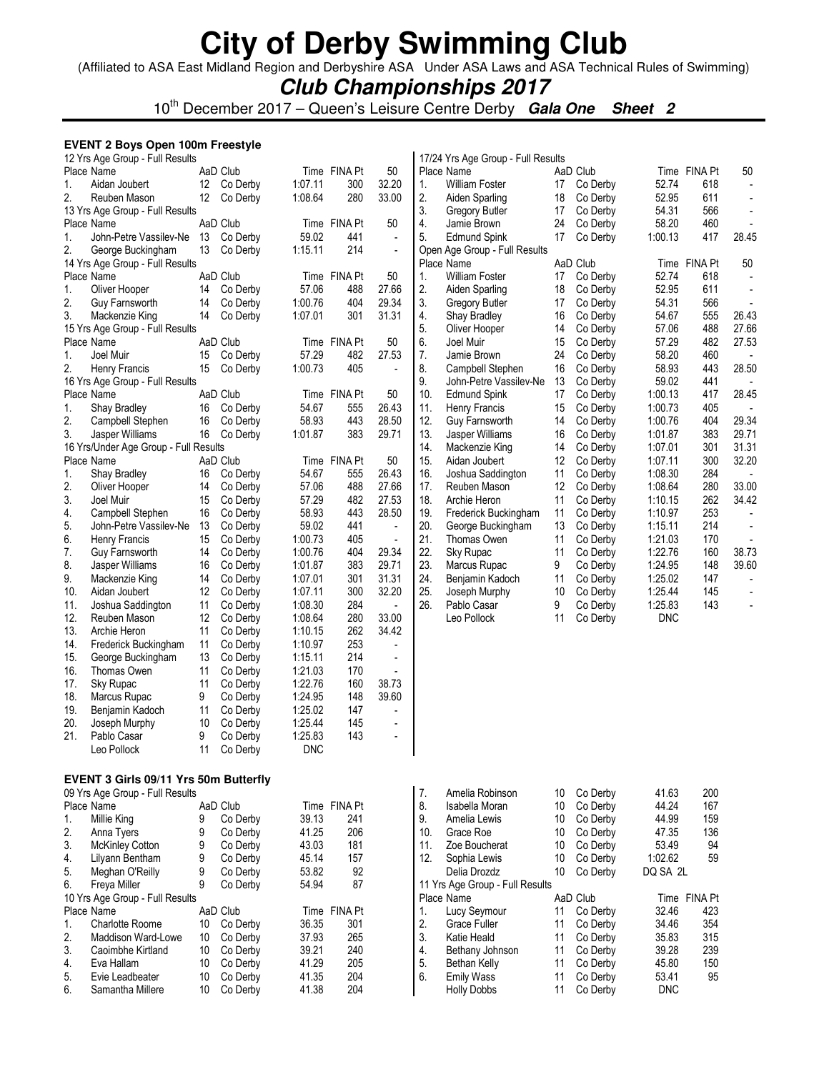# City of Derby Swimming Club

(Affiliated to ASA East Midland Region and Derbyshire ASA Under ASA Laws and ASA Technical Rules of Swimming)

## *Club Championships 2017*

10th December 2017 – Queen's Leisure Centre Derby ***Gala One Sheet 2***

### EVENT 2 Boys Open 100m Freestyle

12 Yrs Age Group - Full Results

| Place | Name | AaD | Club | Time | FINA Pt | 50 |
|---|---|---|---|---|---|---|
| 1. | Aidan Joubert | 12 | Co Derby | 1:07.11 | 300 | 32.20 |
| 2. | Reuben Mason | 12 | Co Derby | 1:08.64 | 280 | 33.00 |

13 Yrs Age Group - Full Results

| Place | Name | AaD | Club | Time | FINA Pt | 50 |
|---|---|---|---|---|---|---|
| 1. | John-Petre Vassilev-Ne | 13 | Co Derby | 59.02 | 441 | - |
| 2. | George Buckingham | 13 | Co Derby | 1:15.11 | 214 | - |

14 Yrs Age Group - Full Results

| Place | Name | AaD | Club | Time | FINA Pt | 50 |
|---|---|---|---|---|---|---|
| 1. | Oliver Hooper | 14 | Co Derby | 57.06 | 488 | 27.66 |
| 2. | Guy Farnsworth | 14 | Co Derby | 1:00.76 | 404 | 29.34 |
| 3. | Mackenzie King | 14 | Co Derby | 1:07.01 | 301 | 31.31 |

15 Yrs Age Group - Full Results

| Place | Name | AaD | Club | Time | FINA Pt | 50 |
|---|---|---|---|---|---|---|
| 1. | Joel Muir | 15 | Co Derby | 57.29 | 482 | 27.53 |
| 2. | Henry Francis | 15 | Co Derby | 1:00.73 | 405 | - |

16 Yrs Age Group - Full Results

| Place | Name | AaD | Club | Time | FINA Pt | 50 |
|---|---|---|---|---|---|---|
| 1. | Shay Bradley | 16 | Co Derby | 54.67 | 555 | 26.43 |
| 2. | Campbell Stephen | 16 | Co Derby | 58.93 | 443 | 28.50 |
| 3. | Jasper Williams | 16 | Co Derby | 1:01.87 | 383 | 29.71 |

16 Yrs/Under Age Group - Full Results

| Place | Name | AaD | Club | Time | FINA Pt | 50 |
|---|---|---|---|---|---|---|
| 1. | Shay Bradley | 16 | Co Derby | 54.67 | 555 | 26.43 |
| 2. | Oliver Hooper | 14 | Co Derby | 57.06 | 488 | 27.66 |
| 3. | Joel Muir | 15 | Co Derby | 57.29 | 482 | 27.53 |
| 4. | Campbell Stephen | 16 | Co Derby | 58.93 | 443 | 28.50 |
| 5. | John-Petre Vassilev-Ne | 13 | Co Derby | 59.02 | 441 | - |
| 6. | Henry Francis | 15 | Co Derby | 1:00.73 | 405 | - |
| 7. | Guy Farnsworth | 14 | Co Derby | 1:00.76 | 404 | 29.34 |
| 8. | Jasper Williams | 16 | Co Derby | 1:01.87 | 383 | 29.71 |
| 9. | Mackenzie King | 14 | Co Derby | 1:07.01 | 301 | 31.31 |
| 10. | Aidan Joubert | 12 | Co Derby | 1:07.11 | 300 | 32.20 |
| 11. | Joshua Saddington | 11 | Co Derby | 1:08.30 | 284 | - |
| 12. | Reuben Mason | 12 | Co Derby | 1:08.64 | 280 | 33.00 |
| 13. | Archie Heron | 11 | Co Derby | 1:10.15 | 262 | 34.42 |
| 14. | Frederick Buckingham | 11 | Co Derby | 1:10.97 | 253 | - |
| 15. | George Buckingham | 13 | Co Derby | 1:15.11 | 214 | - |
| 16. | Thomas Owen | 11 | Co Derby | 1:21.03 | 170 | - |
| 17. | Sky Rupac | 11 | Co Derby | 1:22.76 | 160 | 38.73 |
| 18. | Marcus Rupac | 9 | Co Derby | 1:24.95 | 148 | 39.60 |
| 19. | Benjamin Kadoch | 11 | Co Derby | 1:25.02 | 147 | - |
| 20. | Joseph Murphy | 10 | Co Derby | 1:25.44 | 145 | - |
| 21. | Pablo Casar | 9 | Co Derby | 1:25.83 | 143 | - |
| | Leo Pollock | 11 | Co Derby | DNC | | |

17/24 Yrs Age Group - Full Results

| Place | Name | AaD | Club | Time | FINA Pt | 50 |
|---|---|---|---|---|---|---|
| 1. | William Foster | 17 | Co Derby | 52.74 | 618 | - |
| 2. | Aiden Sparling | 18 | Co Derby | 52.95 | 611 | - |
| 3. | Gregory Butler | 17 | Co Derby | 54.31 | 566 | - |
| 4. | Jamie Brown | 24 | Co Derby | 58.20 | 460 | - |
| 5. | Edmund Spink | 17 | Co Derby | 1:00.13 | 417 | 28.45 |

Open Age Group - Full Results

| Place | Name | AaD | Club | Time | FINA Pt | 50 |
|---|---|---|---|---|---|---|
| 1. | William Foster | 17 | Co Derby | 52.74 | 618 | - |
| 2. | Aiden Sparling | 18 | Co Derby | 52.95 | 611 | - |
| 3. | Gregory Butler | 17 | Co Derby | 54.31 | 566 | - |
| 4. | Shay Bradley | 16 | Co Derby | 54.67 | 555 | 26.43 |
| 5. | Oliver Hooper | 14 | Co Derby | 57.06 | 488 | 27.66 |
| 6. | Joel Muir | 15 | Co Derby | 57.29 | 482 | 27.53 |
| 7. | Jamie Brown | 24 | Co Derby | 58.20 | 460 | - |
| 8. | Campbell Stephen | 16 | Co Derby | 58.93 | 443 | 28.50 |
| 9. | John-Petre Vassilev-Ne | 13 | Co Derby | 59.02 | 441 | - |
| 10. | Edmund Spink | 17 | Co Derby | 1:00.13 | 417 | 28.45 |
| 11. | Henry Francis | 15 | Co Derby | 1:00.73 | 405 | - |
| 12. | Guy Farnsworth | 14 | Co Derby | 1:00.76 | 404 | 29.34 |
| 13. | Jasper Williams | 16 | Co Derby | 1:01.87 | 383 | 29.71 |
| 14. | Mackenzie King | 14 | Co Derby | 1:07.01 | 301 | 31.31 |
| 15. | Aidan Joubert | 12 | Co Derby | 1:07.11 | 300 | 32.20 |
| 16. | Joshua Saddington | 11 | Co Derby | 1:08.30 | 284 | - |
| 17. | Reuben Mason | 12 | Co Derby | 1:08.64 | 280 | 33.00 |
| 18. | Archie Heron | 11 | Co Derby | 1:10.15 | 262 | 34.42 |
| 19. | Frederick Buckingham | 11 | Co Derby | 1:10.97 | 253 | - |
| 20. | George Buckingham | 13 | Co Derby | 1:15.11 | 214 | - |
| 21. | Thomas Owen | 11 | Co Derby | 1:21.03 | 170 | - |
| 22. | Sky Rupac | 11 | Co Derby | 1:22.76 | 160 | 38.73 |
| 23. | Marcus Rupac | 9 | Co Derby | 1:24.95 | 148 | 39.60 |
| 24. | Benjamin Kadoch | 11 | Co Derby | 1:25.02 | 147 | - |
| 25. | Joseph Murphy | 10 | Co Derby | 1:25.44 | 145 | - |
| 26. | Pablo Casar | 9 | Co Derby | 1:25.83 | 143 | - |
| | Leo Pollock | 11 | Co Derby | DNC | | |

### EVENT 3 Girls 09/11 Yrs 50m Butterfly

09 Yrs Age Group - Full Results

| Place | Name | AaD | Club | Time | FINA Pt |
|---|---|---|---|---|---|
| 1. | Millie King | 9 | Co Derby | 39.13 | 241 |
| 2. | Anna Tyers | 9 | Co Derby | 41.25 | 206 |
| 3. | McKinley Cotton | 9 | Co Derby | 43.03 | 181 |
| 4. | Lilyann Bentham | 9 | Co Derby | 45.14 | 157 |
| 5. | Meghan O'Reilly | 9 | Co Derby | 53.82 | 92 |
| 6. | Freya Miller | 9 | Co Derby | 54.94 | 87 |

10 Yrs Age Group - Full Results

| Place | Name | AaD | Club | Time | FINA Pt |
|---|---|---|---|---|---|
| 1. | Charlotte Roome | 10 | Co Derby | 36.35 | 301 |
| 2. | Maddison Ward-Lowe | 10 | Co Derby | 37.93 | 265 |
| 3. | Caoimbhe Kirtland | 10 | Co Derby | 39.21 | 240 |
| 4. | Eva Hallam | 10 | Co Derby | 41.29 | 205 |
| 5. | Evie Leadbeater | 10 | Co Derby | 41.35 | 204 |
| 6. | Samantha Millere | 10 | Co Derby | 41.38 | 204 |
| 7. | Amelia Robinson | 10 | Co Derby | 41.63 | 200 |
| 8. | Isabella Moran | 10 | Co Derby | 44.24 | 167 |
| 9. | Amelia Lewis | 10 | Co Derby | 44.99 | 159 |
| 10. | Grace Roe | 10 | Co Derby | 47.35 | 136 |
| 11. | Zoe Boucherat | 10 | Co Derby | 53.49 | 94 |
| 12. | Sophia Lewis | 10 | Co Derby | 1:02.62 | 59 |
| | Delia Drozdz | 10 | Co Derby | DQ SA 2L | |

11 Yrs Age Group - Full Results

| Place | Name | AaD | Club | Time | FINA Pt |
|---|---|---|---|---|---|
| 1. | Lucy Seymour | 11 | Co Derby | 32.46 | 423 |
| 2. | Grace Fuller | 11 | Co Derby | 34.46 | 354 |
| 3. | Katie Heald | 11 | Co Derby | 35.83 | 315 |
| 4. | Bethany Johnson | 11 | Co Derby | 39.28 | 239 |
| 5. | Bethan Kelly | 11 | Co Derby | 45.80 | 150 |
| 6. | Emily Wass | 11 | Co Derby | 53.41 | 95 |
| | Holly Dobbs | 11 | Co Derby | DNC | |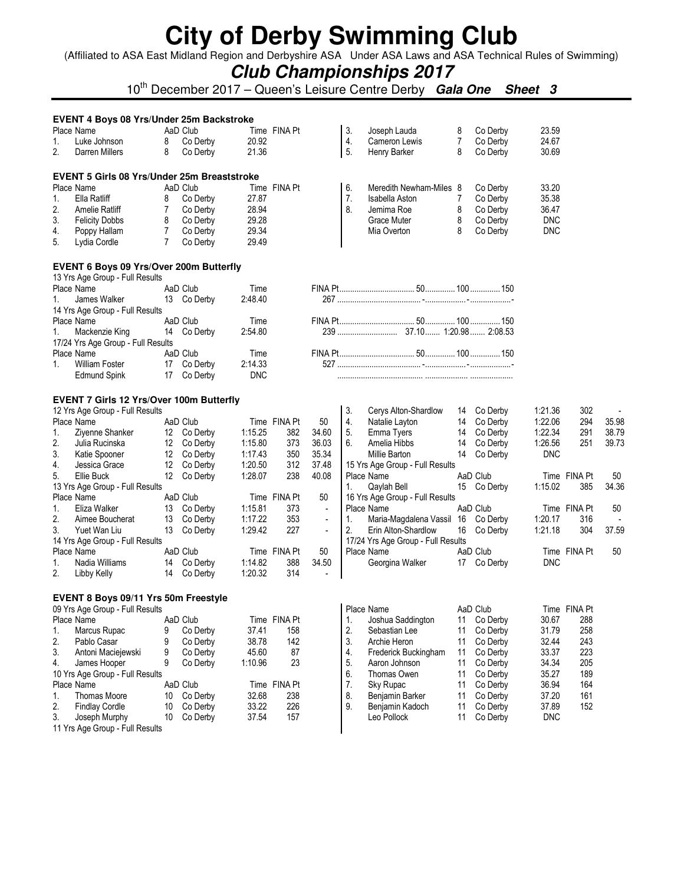# City of Derby Swimming Club

(Affiliated to ASA East Midland Region and Derbyshire ASA Under ASA Laws and ASA Technical Rules of Swimming)

## *Club Championships 2017*

10th December 2017 – Queen's Leisure Centre Derby ***Gala One Sheet 3***

### EVENT 4 Boys 08 Yrs/Under 25m Backstroke

| Place | Name | AaD | Club | Time | FINA Pt |
|---|---|---|---|---|---|
| 1. | Luke Johnson | 8 | Co Derby | 20.92 | |
| 2. | Darren Millers | 8 | Co Derby | 21.36 | |
| 3. | Joseph Lauda | 8 | Co Derby | 23.59 | |
| 4. | Cameron Lewis | 7 | Co Derby | 24.67 | |
| 5. | Henry Barker | 8 | Co Derby | 30.69 | |

### EVENT 5 Girls 08 Yrs/Under 25m Breaststroke

| Place | Name | AaD | Club | Time | FINA Pt |
|---|---|---|---|---|---|
| 1. | Ella Ratliff | 8 | Co Derby | 27.87 | |
| 2. | Amelie Ratliff | 7 | Co Derby | 28.94 | |
| 3. | Felicity Dobbs | 8 | Co Derby | 29.28 | |
| 4. | Poppy Hallam | 7 | Co Derby | 29.34 | |
| 5. | Lydia Cordle | 7 | Co Derby | 29.49 | |
| 6. | Meredith Newham-Miles | 8 | Co Derby | 33.20 | |
| 7. | Isabella Aston | 7 | Co Derby | 35.38 | |
| 8. | Jemima Roe | 8 | Co Derby | 36.47 | |
| | Grace Muter | 8 | Co Derby | DNC | |
| | Mia Overton | 8 | Co Derby | DNC | |

### EVENT 6 Boys 09 Yrs/Over 200m Butterfly

13 Yrs Age Group - Full Results

| Place | Name | AaD | Club | Time | FINA Pt | 50 | 100 | 150 |
|---|---|---|---|---|---|---|---|---|
| 1. | James Walker | 13 | Co Derby | 2:48.40 | 267 | - | - | - |

14 Yrs Age Group - Full Results

| Place | Name | AaD | Club | Time | FINA Pt | 50 | 100 | 150 |
|---|---|---|---|---|---|---|---|---|
| 1. | Mackenzie King | 14 | Co Derby | 2:54.80 | 239 | 37.10 | 1:20.98 | 2:08.53 |

17/24 Yrs Age Group - Full Results

| Place | Name | AaD | Club | Time | FINA Pt | 50 | 100 | 150 |
|---|---|---|---|---|---|---|---|---|
| 1. | William Foster | 17 | Co Derby | 2:14.33 | 527 | - | - | - |
| | Edmund Spink | 17 | Co Derby | DNC | | | | |

### EVENT 7 Girls 12 Yrs/Over 100m Butterfly

12 Yrs Age Group - Full Results

| Place | Name | AaD | Club | Time | FINA Pt | 50 |
|---|---|---|---|---|---|---|
| 1. | Ziyenne Shanker | 12 | Co Derby | 1:15.25 | 382 | 34.60 |
| 2. | Julia Rucinska | 12 | Co Derby | 1:15.80 | 373 | 36.03 |
| 3. | Katie Spooner | 12 | Co Derby | 1:17.43 | 350 | 35.34 |
| 4. | Jessica Grace | 12 | Co Derby | 1:20.50 | 312 | 37.48 |
| 5. | Ellie Buck | 12 | Co Derby | 1:28.07 | 238 | 40.08 |

13 Yrs Age Group - Full Results

| Place | Name | AaD | Club | Time | FINA Pt | 50 |
|---|---|---|---|---|---|---|
| 1. | Eliza Walker | 13 | Co Derby | 1:15.81 | 373 | - |
| 2. | Aimee Boucherat | 13 | Co Derby | 1:17.22 | 353 | - |
| 3. | Yuet Wan Liu | 13 | Co Derby | 1:29.42 | 227 | - |

14 Yrs Age Group - Full Results

| Place | Name | AaD | Club | Time | FINA Pt | 50 |
|---|---|---|---|---|---|---|
| 1. | Nadia Williams | 14 | Co Derby | 1:14.82 | 388 | 34.50 |
| 2. | Libby Kelly | 14 | Co Derby | 1:20.32 | 314 | - |
| 3. | Cerys Alton-Shardlow | 14 | Co Derby | 1:21.36 | 302 | - |
| 4. | Natalie Layton | 14 | Co Derby | 1:22.06 | 294 | 35.98 |
| 5. | Emma Tyers | 14 | Co Derby | 1:22.34 | 291 | 38.79 |
| 6. | Amelia Hibbs | 14 | Co Derby | 1:26.56 | 251 | 39.73 |
| | Millie Barton | 14 | Co Derby | DNC | | |

15 Yrs Age Group - Full Results

| Place | Name | AaD | Club | Time | FINA Pt | 50 |
|---|---|---|---|---|---|---|
| 1. | Qaylah Bell | 15 | Co Derby | 1:15.02 | 385 | 34.36 |

16 Yrs Age Group - Full Results

| Place | Name | AaD | Club | Time | FINA Pt | 50 |
|---|---|---|---|---|---|---|
| 1. | Maria-Magdalena Vassil | 16 | Co Derby | 1:20.17 | 316 | - |
| 2. | Erin Alton-Shardlow | 16 | Co Derby | 1:21.18 | 304 | 37.59 |

17/24 Yrs Age Group - Full Results

| Place | Name | AaD | Club | Time | FINA Pt | 50 |
|---|---|---|---|---|---|---|
| | Georgina Walker | 17 | Co Derby | DNC | | |

### EVENT 8 Boys 09/11 Yrs 50m Freestyle

09 Yrs Age Group - Full Results

| Place | Name | AaD | Club | Time | FINA Pt |
|---|---|---|---|---|---|
| 1. | Marcus Rupac | 9 | Co Derby | 37.41 | 158 |
| 2. | Pablo Casar | 9 | Co Derby | 38.78 | 142 |
| 3. | Antoni Maciejewski | 9 | Co Derby | 45.60 | 87 |
| 4. | James Hooper | 9 | Co Derby | 1:10.96 | 23 |

10 Yrs Age Group - Full Results

| Place | Name | AaD | Club | Time | FINA Pt |
|---|---|---|---|---|---|
| 1. | Thomas Moore | 10 | Co Derby | 32.68 | 238 |
| 2. | Findlay Cordle | 10 | Co Derby | 33.22 | 226 |
| 3. | Joseph Murphy | 10 | Co Derby | 37.54 | 157 |

11 Yrs Age Group - Full Results

| Place | Name | AaD | Club | Time | FINA Pt |
|---|---|---|---|---|---|
| 1. | Joshua Saddington | 11 | Co Derby | 30.67 | 288 |
| 2. | Sebastian Lee | 11 | Co Derby | 31.79 | 258 |
| 3. | Archie Heron | 11 | Co Derby | 32.44 | 243 |
| 4. | Frederick Buckingham | 11 | Co Derby | 33.37 | 223 |
| 5. | Aaron Johnson | 11 | Co Derby | 34.34 | 205 |
| 6. | Thomas Owen | 11 | Co Derby | 35.27 | 189 |
| 7. | Sky Rupac | 11 | Co Derby | 36.94 | 164 |
| 8. | Benjamin Barker | 11 | Co Derby | 37.20 | 161 |
| 9. | Benjamin Kadoch | 11 | Co Derby | 37.89 | 152 |
| | Leo Pollock | 11 | Co Derby | DNC | |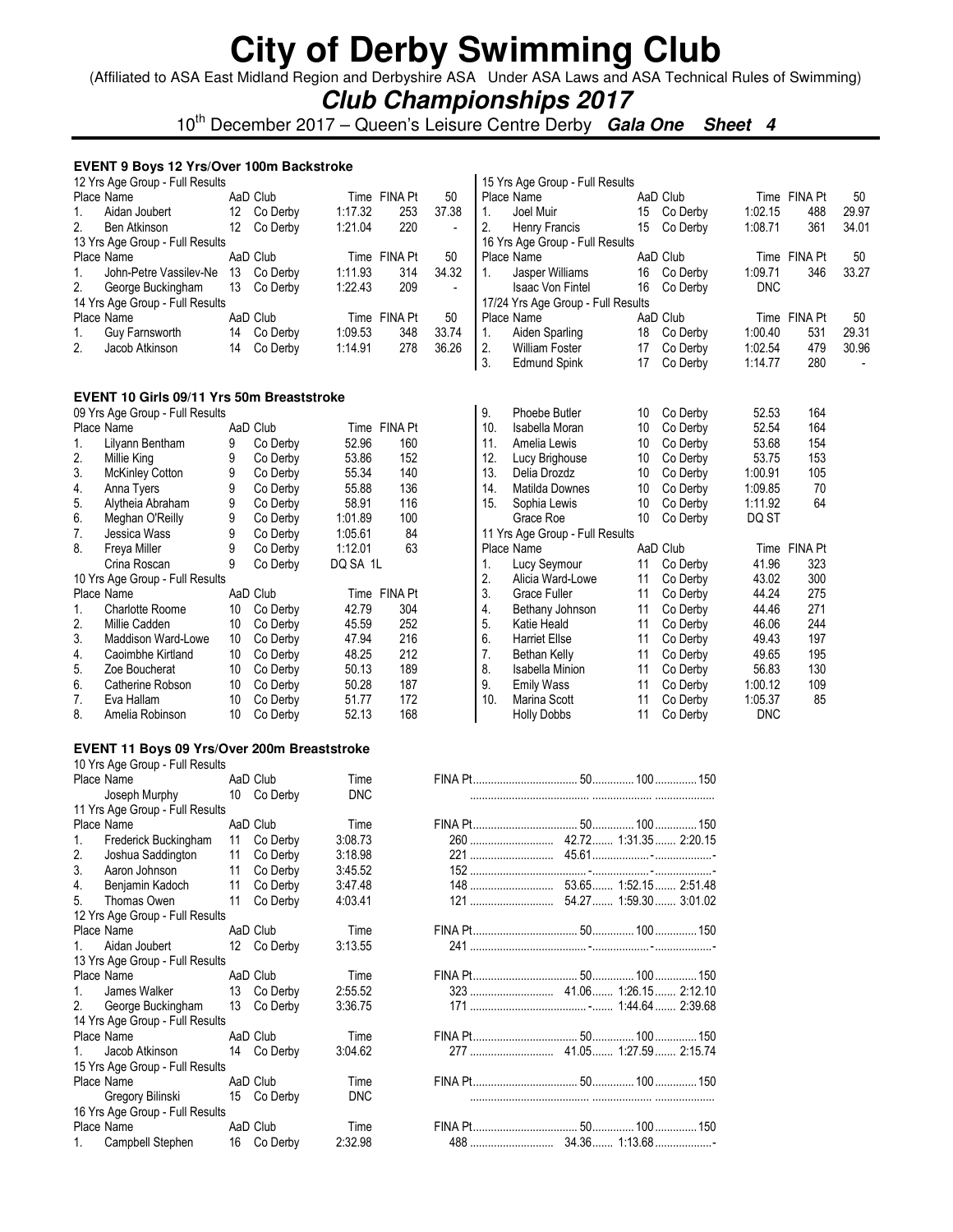# City of Derby Swimming Club

(Affiliated to ASA East Midland Region and Derbyshire ASA Under ASA Laws and ASA Technical Rules of Swimming)

## *Club Championships 2017*

10th December 2017 – Queen's Leisure Centre Derby ***Gala One Sheet 4***

### EVENT 9 Boys 12 Yrs/Over 100m Backstroke

12 Yrs Age Group - Full Results

| Place | Name | AaD | Club | Time | FINA Pt | 50 |
|---|---|---|---|---|---|---|
| 1. | Aidan Joubert | 12 | Co Derby | 1:17.32 | 253 | 37.38 |
| 2. | Ben Atkinson | 12 | Co Derby | 1:21.04 | 220 | - |

13 Yrs Age Group - Full Results

| Place | Name | AaD | Club | Time | FINA Pt | 50 |
|---|---|---|---|---|---|---|
| 1. | John-Petre Vassilev-Ne | 13 | Co Derby | 1:11.93 | 314 | 34.32 |
| 2. | George Buckingham | 13 | Co Derby | 1:22.43 | 209 | - |

14 Yrs Age Group - Full Results

| Place | Name | AaD | Club | Time | FINA Pt | 50 |
|---|---|---|---|---|---|---|
| 1. | Guy Farnsworth | 14 | Co Derby | 1:09.53 | 348 | 33.74 |
| 2. | Jacob Atkinson | 14 | Co Derby | 1:14.91 | 278 | 36.26 |

15 Yrs Age Group - Full Results

| Place | Name | AaD | Club | Time | FINA Pt | 50 |
|---|---|---|---|---|---|---|
| 1. | Joel Muir | 15 | Co Derby | 1:02.15 | 488 | 29.97 |
| 2. | Henry Francis | 15 | Co Derby | 1:08.71 | 361 | 34.01 |

16 Yrs Age Group - Full Results

| Place | Name | AaD | Club | Time | FINA Pt | 50 |
|---|---|---|---|---|---|---|
| 1. | Jasper Williams | 16 | Co Derby | 1:09.71 | 346 | 33.27 |
| | Isaac Von Fintel | 16 | Co Derby | DNC | | |

17/24 Yrs Age Group - Full Results

| Place | Name | AaD | Club | Time | FINA Pt | 50 |
|---|---|---|---|---|---|---|
| 1. | Aiden Sparling | 18 | Co Derby | 1:00.40 | 531 | 29.31 |
| 2. | William Foster | 17 | Co Derby | 1:02.54 | 479 | 30.96 |
| 3. | Edmund Spink | 17 | Co Derby | 1:14.77 | 280 | - |

### EVENT 10 Girls 09/11 Yrs 50m Breaststroke

09 Yrs Age Group - Full Results

| Place | Name | AaD | Club | Time | FINA Pt |
|---|---|---|---|---|---|
| 1. | Lilyann Bentham | 9 | Co Derby | 52.96 | 160 |
| 2. | Millie King | 9 | Co Derby | 53.86 | 152 |
| 3. | McKinley Cotton | 9 | Co Derby | 55.34 | 140 |
| 4. | Anna Tyers | 9 | Co Derby | 55.88 | 136 |
| 5. | Alytheia Abraham | 9 | Co Derby | 58.91 | 116 |
| 6. | Meghan O'Reilly | 9 | Co Derby | 1:01.89 | 100 |
| 7. | Jessica Wass | 9 | Co Derby | 1:05.61 | 84 |
| 8. | Freya Miller | 9 | Co Derby | 1:12.01 | 63 |
| | Crina Roscan | 9 | Co Derby | DQ SA 1L | |

10 Yrs Age Group - Full Results

| Place | Name | AaD | Club | Time | FINA Pt |
|---|---|---|---|---|---|
| 1. | Charlotte Roome | 10 | Co Derby | 42.79 | 304 |
| 2. | Millie Cadden | 10 | Co Derby | 45.59 | 252 |
| 3. | Maddison Ward-Lowe | 10 | Co Derby | 47.94 | 216 |
| 4. | Caoimbhe Kirtland | 10 | Co Derby | 48.25 | 212 |
| 5. | Zoe Boucherat | 10 | Co Derby | 50.13 | 189 |
| 6. | Catherine Robson | 10 | Co Derby | 50.28 | 187 |
| 7. | Eva Hallam | 10 | Co Derby | 51.77 | 172 |
| 8. | Amelia Robinson | 10 | Co Derby | 52.13 | 168 |
| 9. | Phoebe Butler | 10 | Co Derby | 52.53 | 164 |
| 10. | Isabella Moran | 10 | Co Derby | 52.54 | 164 |
| 11. | Amelia Lewis | 10 | Co Derby | 53.68 | 154 |
| 12. | Lucy Brighouse | 10 | Co Derby | 53.75 | 153 |
| 13. | Delia Drozdz | 10 | Co Derby | 1:00.91 | 105 |
| 14. | Matilda Downes | 10 | Co Derby | 1:09.85 | 70 |
| 15. | Sophia Lewis | 10 | Co Derby | 1:11.92 | 64 |
| | Grace Roe | 10 | Co Derby | DQ ST | |

11 Yrs Age Group - Full Results

| Place | Name | AaD | Club | Time | FINA Pt |
|---|---|---|---|---|---|
| 1. | Lucy Seymour | 11 | Co Derby | 41.96 | 323 |
| 2. | Alicia Ward-Lowe | 11 | Co Derby | 43.02 | 300 |
| 3. | Grace Fuller | 11 | Co Derby | 44.24 | 275 |
| 4. | Bethany Johnson | 11 | Co Derby | 44.46 | 271 |
| 5. | Katie Heald | 11 | Co Derby | 46.06 | 244 |
| 6. | Harriet Ellse | 11 | Co Derby | 49.43 | 197 |
| 7. | Bethan Kelly | 11 | Co Derby | 49.65 | 195 |
| 8. | Isabella Minion | 11 | Co Derby | 56.83 | 130 |
| 9. | Emily Wass | 11 | Co Derby | 1:00.12 | 109 |
| 10. | Marina Scott | 11 | Co Derby | 1:05.37 | 85 |
| | Holly Dobbs | 11 | Co Derby | DNC | |

### EVENT 11 Boys 09 Yrs/Over 200m Breaststroke

10 Yrs Age Group - Full Results

| Place | Name | AaD | Club | Time | FINA Pt | 50 | 100 | 150 |
|---|---|---|---|---|---|---|---|---|
| | Joseph Murphy | 10 | Co Derby | DNC | | | | |

11 Yrs Age Group - Full Results

| Place | Name | AaD | Club | Time | FINA Pt | 50 | 100 | 150 |
|---|---|---|---|---|---|---|---|---|
| 1. | Frederick Buckingham | 11 | Co Derby | 3:08.73 | 260 | 42.72 | 1:31.35 | 2:20.15 |
| 2. | Joshua Saddington | 11 | Co Derby | 3:18.98 | 221 | 45.61 | - | - |
| 3. | Aaron Johnson | 11 | Co Derby | 3:45.52 | 152 | - | - | - |
| 4. | Benjamin Kadoch | 11 | Co Derby | 3:47.48 | 148 | 53.65 | 1:52.15 | 2:51.48 |
| 5. | Thomas Owen | 11 | Co Derby | 4:03.41 | 121 | 54.27 | 1:59.30 | 3:01.02 |

12 Yrs Age Group - Full Results

| Place | Name | AaD | Club | Time | FINA Pt | 50 | 100 | 150 |
|---|---|---|---|---|---|---|---|---|
| 1. | Aidan Joubert | 12 | Co Derby | 3:13.55 | 241 | - | - | - |

13 Yrs Age Group - Full Results

| Place | Name | AaD | Club | Time | FINA Pt | 50 | 100 | 150 |
|---|---|---|---|---|---|---|---|---|
| 1. | James Walker | 13 | Co Derby | 2:55.52 | 323 | 41.06 | 1:26.15 | 2:12.10 |
| 2. | George Buckingham | 13 | Co Derby | 3:36.75 | 171 | - | 1:44.64 | 2:39.68 |

14 Yrs Age Group - Full Results

| Place | Name | AaD | Club | Time | FINA Pt | 50 | 100 | 150 |
|---|---|---|---|---|---|---|---|---|
| 1. | Jacob Atkinson | 14 | Co Derby | 3:04.62 | 277 | 41.05 | 1:27.59 | 2:15.74 |

15 Yrs Age Group - Full Results

| Place | Name | AaD | Club | Time | FINA Pt | 50 | 100 | 150 |
|---|---|---|---|---|---|---|---|---|
| | Gregory Bilinski | 15 | Co Derby | DNC | | | | |

16 Yrs Age Group - Full Results

| Place | Name | AaD | Club | Time | FINA Pt | 50 | 100 | 150 |
|---|---|---|---|---|---|---|---|---|
| 1. | Campbell Stephen | 16 | Co Derby | 2:32.98 | 488 | 34.36 | 1:13.68 | - |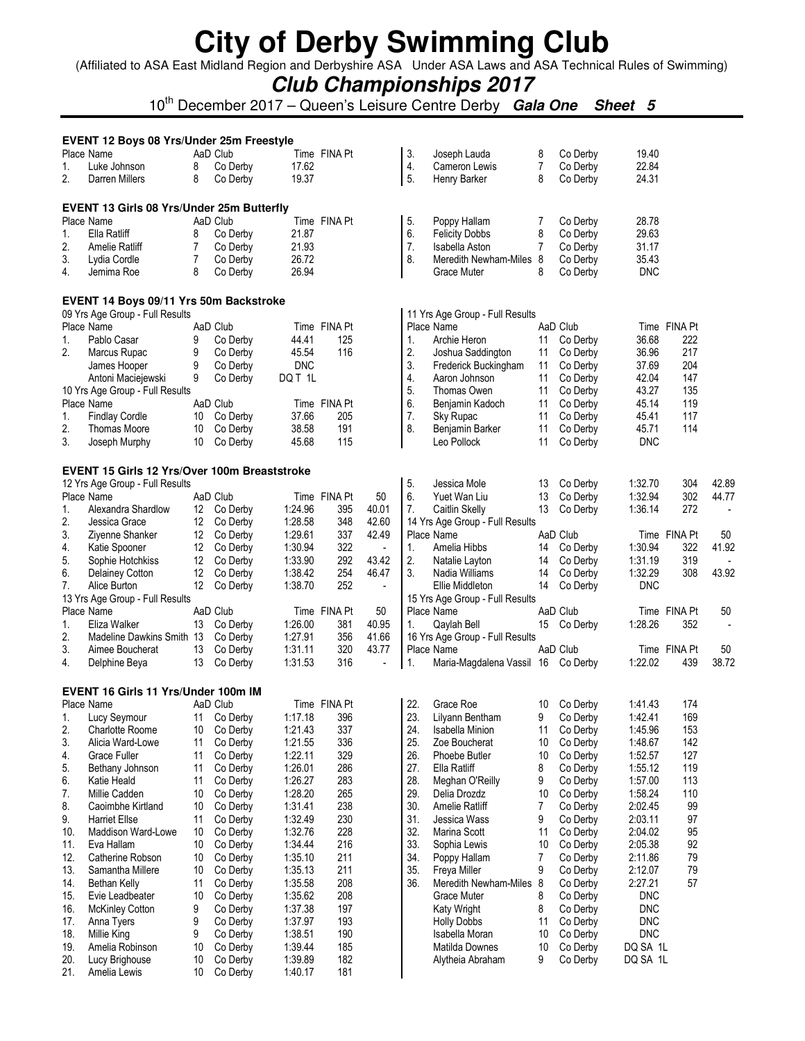# City of Derby Swimming Club

(Affiliated to ASA East Midland Region and Derbyshire ASA Under ASA Laws and ASA Technical Rules of Swimming)

## *Club Championships 2017*

10th December 2017 – Queen's Leisure Centre Derby ***Gala One Sheet 5***

### EVENT 12 Boys 08 Yrs/Under 25m Freestyle

| Place | Name | AaD | Club | Time | FINA Pt |
|---|---|---|---|---|---|
| 1. | Luke Johnson | 8 | Co Derby | 17.62 | |
| 2. | Darren Millers | 8 | Co Derby | 19.37 | |
| 3. | Joseph Lauda | 8 | Co Derby | 19.40 | |
| 4. | Cameron Lewis | 7 | Co Derby | 22.84 | |
| 5. | Henry Barker | 8 | Co Derby | 24.31 | |

### EVENT 13 Girls 08 Yrs/Under 25m Butterfly

| Place | Name | AaD | Club | Time | FINA Pt |
|---|---|---|---|---|---|
| 1. | Ella Ratliff | 8 | Co Derby | 21.87 | |
| 2. | Amelie Ratliff | 7 | Co Derby | 21.93 | |
| 3. | Lydia Cordle | 7 | Co Derby | 26.72 | |
| 4. | Jemima Roe | 8 | Co Derby | 26.94 | |
| 5. | Poppy Hallam | 7 | Co Derby | 28.78 | |
| 6. | Felicity Dobbs | 8 | Co Derby | 29.63 | |
| 7. | Isabella Aston | 7 | Co Derby | 31.17 | |
| 8. | Meredith Newham-Miles | 8 | Co Derby | 35.43 | |
| | Grace Muter | 8 | Co Derby | DNC | |

### EVENT 14 Boys 09/11 Yrs 50m Backstroke

09 Yrs Age Group - Full Results

| Place | Name | AaD | Club | Time | FINA Pt |
|---|---|---|---|---|---|
| 1. | Pablo Casar | 9 | Co Derby | 44.41 | 125 |
| 2. | Marcus Rupac | 9 | Co Derby | 45.54 | 116 |
| | James Hooper | 9 | Co Derby | DNC | |
| | Antoni Maciejewski | 9 | Co Derby | DQ T 1L | |

10 Yrs Age Group - Full Results

| Place | Name | AaD | Club | Time | FINA Pt |
|---|---|---|---|---|---|
| 1. | Findlay Cordle | 10 | Co Derby | 37.66 | 205 |
| 2. | Thomas Moore | 10 | Co Derby | 38.58 | 191 |
| 3. | Joseph Murphy | 10 | Co Derby | 45.68 | 115 |

11 Yrs Age Group - Full Results

| Place | Name | AaD | Club | Time | FINA Pt |
|---|---|---|---|---|---|
| 1. | Archie Heron | 11 | Co Derby | 36.68 | 222 |
| 2. | Joshua Saddington | 11 | Co Derby | 36.96 | 217 |
| 3. | Frederick Buckingham | 11 | Co Derby | 37.69 | 204 |
| 4. | Aaron Johnson | 11 | Co Derby | 42.04 | 147 |
| 5. | Thomas Owen | 11 | Co Derby | 43.27 | 135 |
| 6. | Benjamin Kadoch | 11 | Co Derby | 45.14 | 119 |
| 7. | Sky Rupac | 11 | Co Derby | 45.41 | 117 |
| 8. | Benjamin Barker | 11 | Co Derby | 45.71 | 114 |
| | Leo Pollock | 11 | Co Derby | DNC | |

### EVENT 15 Girls 12 Yrs/Over 100m Breaststroke

12 Yrs Age Group - Full Results

| Place | Name | AaD | Club | Time | FINA Pt | 50 |
|---|---|---|---|---|---|---|
| 1. | Alexandra Shardlow | 12 | Co Derby | 1:24.96 | 395 | 40.01 |
| 2. | Jessica Grace | 12 | Co Derby | 1:28.58 | 348 | 42.60 |
| 3. | Ziyenne Shanker | 12 | Co Derby | 1:29.61 | 337 | 42.49 |
| 4. | Katie Spooner | 12 | Co Derby | 1:30.94 | 322 | - |
| 5. | Sophie Hotchkiss | 12 | Co Derby | 1:33.90 | 292 | 43.42 |
| 6. | Delainey Cotton | 12 | Co Derby | 1:38.42 | 254 | 46.47 |
| 7. | Alice Burton | 12 | Co Derby | 1:38.70 | 252 | - |

13 Yrs Age Group - Full Results

| Place | Name | AaD | Club | Time | FINA Pt | 50 |
|---|---|---|---|---|---|---|
| 1. | Eliza Walker | 13 | Co Derby | 1:26.00 | 381 | 40.95 |
| 2. | Madeline Dawkins Smith | 13 | Co Derby | 1:27.91 | 356 | 41.66 |
| 3. | Aimee Boucherat | 13 | Co Derby | 1:31.11 | 320 | 43.77 |
| 4. | Delphine Beya | 13 | Co Derby | 1:31.53 | 316 | - |
| 5. | Jessica Mole | 13 | Co Derby | 1:32.70 | 304 | 42.89 |
| 6. | Yuet Wan Liu | 13 | Co Derby | 1:32.94 | 302 | 44.77 |
| 7. | Caitlin Skelly | 13 | Co Derby | 1:36.14 | 272 | - |

14 Yrs Age Group - Full Results

| Place | Name | AaD | Club | Time | FINA Pt | 50 |
|---|---|---|---|---|---|---|
| 1. | Amelia Hibbs | 14 | Co Derby | 1:30.94 | 322 | 41.92 |
| 2. | Natalie Layton | 14 | Co Derby | 1:31.19 | 319 | - |
| 3. | Nadia Williams | 14 | Co Derby | 1:32.29 | 308 | 43.92 |
| | Ellie Middleton | 14 | Co Derby | DNC | | |

15 Yrs Age Group - Full Results

| Place | Name | AaD | Club | Time | FINA Pt | 50 |
|---|---|---|---|---|---|---|
| 1. | Qaylah Bell | 15 | Co Derby | 1:28.26 | 352 | - |

16 Yrs Age Group - Full Results

| Place | Name | AaD | Club | Time | FINA Pt | 50 |
|---|---|---|---|---|---|---|
| 1. | Maria-Magdalena Vassil | 16 | Co Derby | 1:22.02 | 439 | 38.72 |

### EVENT 16 Girls 11 Yrs/Under 100m IM

| Place | Name | AaD | Club | Time | FINA Pt |
|---|---|---|---|---|---|
| 1. | Lucy Seymour | 11 | Co Derby | 1:17.18 | 396 |
| 2. | Charlotte Roome | 10 | Co Derby | 1:21.43 | 337 |
| 3. | Alicia Ward-Lowe | 11 | Co Derby | 1:21.55 | 336 |
| 4. | Grace Fuller | 11 | Co Derby | 1:22.11 | 329 |
| 5. | Bethany Johnson | 11 | Co Derby | 1:26.01 | 286 |
| 6. | Katie Heald | 11 | Co Derby | 1:26.27 | 283 |
| 7. | Millie Cadden | 10 | Co Derby | 1:28.20 | 265 |
| 8. | Caoimbhe Kirtland | 10 | Co Derby | 1:31.41 | 238 |
| 9. | Harriet Ellse | 11 | Co Derby | 1:32.49 | 230 |
| 10. | Maddison Ward-Lowe | 10 | Co Derby | 1:32.76 | 228 |
| 11. | Eva Hallam | 10 | Co Derby | 1:34.44 | 216 |
| 12. | Catherine Robson | 10 | Co Derby | 1:35.10 | 211 |
| 13. | Samantha Millere | 10 | Co Derby | 1:35.13 | 211 |
| 14. | Bethan Kelly | 11 | Co Derby | 1:35.58 | 208 |
| 15. | Evie Leadbeater | 10 | Co Derby | 1:35.62 | 208 |
| 16. | McKinley Cotton | 9 | Co Derby | 1:37.38 | 197 |
| 17. | Anna Tyers | 9 | Co Derby | 1:37.97 | 193 |
| 18. | Millie King | 9 | Co Derby | 1:38.51 | 190 |
| 19. | Amelia Robinson | 10 | Co Derby | 1:39.44 | 185 |
| 20. | Lucy Brighouse | 10 | Co Derby | 1:39.89 | 182 |
| 21. | Amelia Lewis | 10 | Co Derby | 1:40.17 | 181 |
| 22. | Grace Roe | 10 | Co Derby | 1:41.43 | 174 |
| 23. | Lilyann Bentham | 9 | Co Derby | 1:42.41 | 169 |
| 24. | Isabella Minion | 11 | Co Derby | 1:45.96 | 153 |
| 25. | Zoe Boucherat | 10 | Co Derby | 1:48.67 | 142 |
| 26. | Phoebe Butler | 10 | Co Derby | 1:52.57 | 127 |
| 27. | Ella Ratliff | 8 | Co Derby | 1:55.12 | 119 |
| 28. | Meghan O'Reilly | 9 | Co Derby | 1:57.00 | 113 |
| 29. | Delia Drozdz | 10 | Co Derby | 1:58.24 | 110 |
| 30. | Amelie Ratliff | 7 | Co Derby | 2:02.45 | 99 |
| 31. | Jessica Wass | 9 | Co Derby | 2:03.11 | 97 |
| 32. | Marina Scott | 11 | Co Derby | 2:04.02 | 95 |
| 33. | Sophia Lewis | 10 | Co Derby | 2:05.38 | 92 |
| 34. | Poppy Hallam | 7 | Co Derby | 2:11.86 | 79 |
| 35. | Freya Miller | 9 | Co Derby | 2:12.07 | 79 |
| 36. | Meredith Newham-Miles | 8 | Co Derby | 2:27.21 | 57 |
| | Grace Muter | 8 | Co Derby | DNC | |
| | Katy Wright | 8 | Co Derby | DNC | |
| | Holly Dobbs | 11 | Co Derby | DNC | |
| | Isabella Moran | 10 | Co Derby | DNC | |
| | Matilda Downes | 10 | Co Derby | DQ SA 1L | |
| | Alytheia Abraham | 9 | Co Derby | DQ SA 1L | |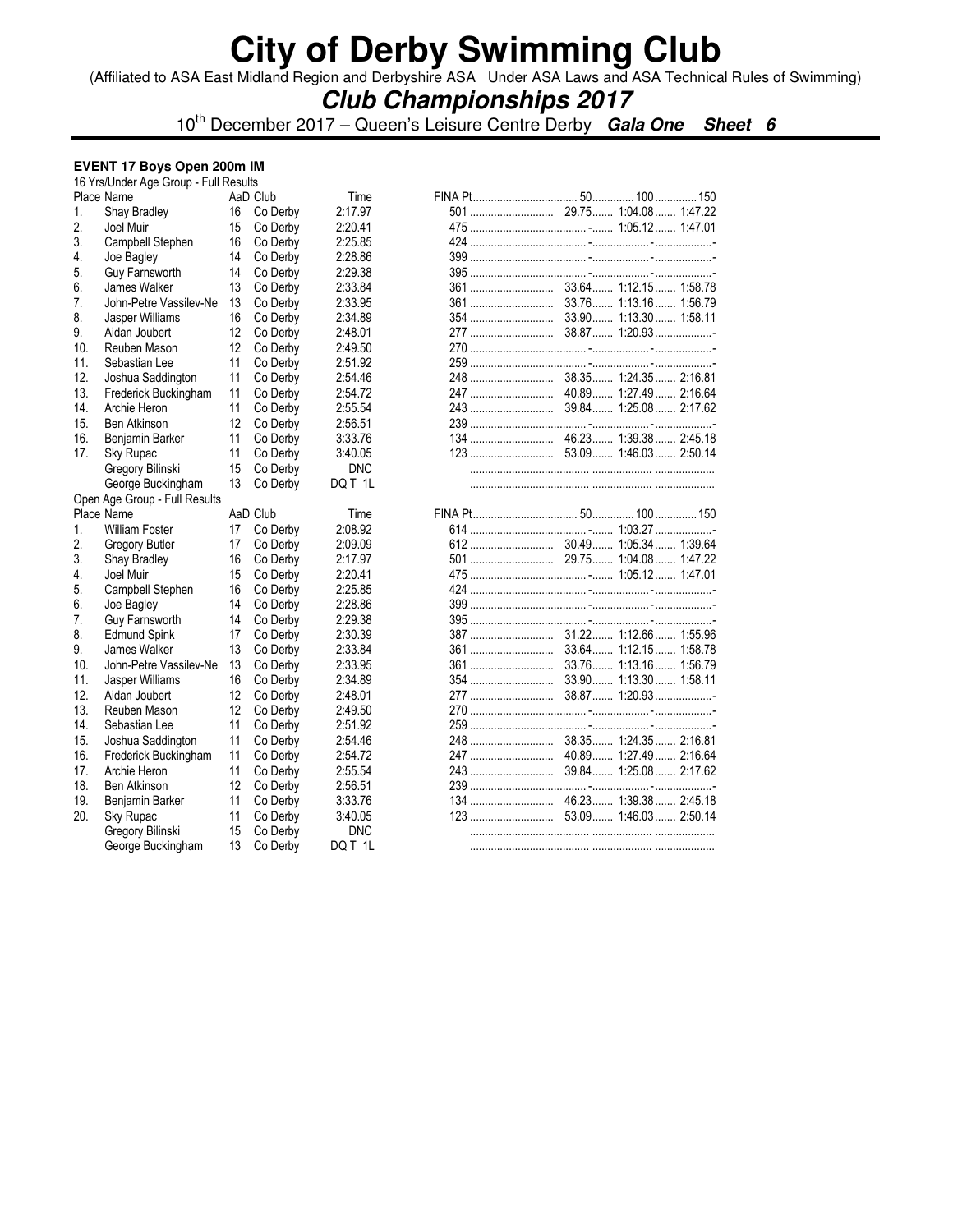# City of Derby Swimming Club

(Affiliated to ASA East Midland Region and Derbyshire ASA Under ASA Laws and ASA Technical Rules of Swimming)

## *Club Championships 2017*

10th December 2017 – Queen's Leisure Centre Derby ***Gala One Sheet 6***

### EVENT 17 Boys Open 200m IM

16 Yrs/Under Age Group - Full Results

| Place | Name | AaD | Club | Time | FINA Pt | 50 | 100 | 150 |
|---|---|---|---|---|---|---|---|---|
| 1. | Shay Bradley | 16 | Co Derby | 2:17.97 | 501 | 29.75 | 1:04.08 | 1:47.22 |
| 2. | Joel Muir | 15 | Co Derby | 2:20.41 | 475 | - | 1:05.12 | 1:47.01 |
| 3. | Campbell Stephen | 16 | Co Derby | 2:25.85 | 424 | - | - | - |
| 4. | Joe Bagley | 14 | Co Derby | 2:28.86 | 399 | - | - | - |
| 5. | Guy Farnsworth | 14 | Co Derby | 2:29.38 | 395 | - | - | - |
| 6. | James Walker | 13 | Co Derby | 2:33.84 | 361 | 33.64 | 1:12.15 | 1:58.78 |
| 7. | John-Petre Vassilev-Ne | 13 | Co Derby | 2:33.95 | 361 | 33.76 | 1:13.16 | 1:56.79 |
| 8. | Jasper Williams | 16 | Co Derby | 2:34.89 | 354 | 33.90 | 1:13.30 | 1:58.11 |
| 9. | Aidan Joubert | 12 | Co Derby | 2:48.01 | 277 | 38.87 | 1:20.93 | - |
| 10. | Reuben Mason | 12 | Co Derby | 2:49.50 | 270 | - | - | - |
| 11. | Sebastian Lee | 11 | Co Derby | 2:51.92 | 259 | - | - | - |
| 12. | Joshua Saddington | 11 | Co Derby | 2:54.46 | 248 | 38.35 | 1:24.35 | 2:16.81 |
| 13. | Frederick Buckingham | 11 | Co Derby | 2:54.72 | 247 | 40.89 | 1:27.49 | 2:16.64 |
| 14. | Archie Heron | 11 | Co Derby | 2:55.54 | 243 | 39.84 | 1:25.08 | 2:17.62 |
| 15. | Ben Atkinson | 12 | Co Derby | 2:56.51 | 239 | - | - | - |
| 16. | Benjamin Barker | 11 | Co Derby | 3:33.76 | 134 | 46.23 | 1:39.38 | 2:45.18 |
| 17. | Sky Rupac | 11 | Co Derby | 3:40.05 | 123 | 53.09 | 1:46.03 | 2:50.14 |
| | Gregory Bilinski | 15 | Co Derby | DNC | | | | |
| | George Buckingham | 13 | Co Derby | DQ T 1L | | | | |

Open Age Group - Full Results

| Place | Name | AaD | Club | Time | FINA Pt | 50 | 100 | 150 |
|---|---|---|---|---|---|---|---|---|
| 1. | William Foster | 17 | Co Derby | 2:08.92 | 614 | - | 1:03.27 | - |
| 2. | Gregory Butler | 17 | Co Derby | 2:09.09 | 612 | 30.49 | 1:05.34 | 1:39.64 |
| 3. | Shay Bradley | 16 | Co Derby | 2:17.97 | 501 | 29.75 | 1:04.08 | 1:47.22 |
| 4. | Joel Muir | 15 | Co Derby | 2:20.41 | 475 | - | 1:05.12 | 1:47.01 |
| 5. | Campbell Stephen | 16 | Co Derby | 2:25.85 | 424 | - | - | - |
| 6. | Joe Bagley | 14 | Co Derby | 2:28.86 | 399 | - | - | - |
| 7. | Guy Farnsworth | 14 | Co Derby | 2:29.38 | 395 | - | - | - |
| 8. | Edmund Spink | 17 | Co Derby | 2:30.39 | 387 | 31.22 | 1:12.66 | 1:55.96 |
| 9. | James Walker | 13 | Co Derby | 2:33.84 | 361 | 33.64 | 1:12.15 | 1:58.78 |
| 10. | John-Petre Vassilev-Ne | 13 | Co Derby | 2:33.95 | 361 | 33.76 | 1:13.16 | 1:56.79 |
| 11. | Jasper Williams | 16 | Co Derby | 2:34.89 | 354 | 33.90 | 1:13.30 | 1:58.11 |
| 12. | Aidan Joubert | 12 | Co Derby | 2:48.01 | 277 | 38.87 | 1:20.93 | - |
| 13. | Reuben Mason | 12 | Co Derby | 2:49.50 | 270 | - | - | - |
| 14. | Sebastian Lee | 11 | Co Derby | 2:51.92 | 259 | - | - | - |
| 15. | Joshua Saddington | 11 | Co Derby | 2:54.46 | 248 | 38.35 | 1:24.35 | 2:16.81 |
| 16. | Frederick Buckingham | 11 | Co Derby | 2:54.72 | 247 | 40.89 | 1:27.49 | 2:16.64 |
| 17. | Archie Heron | 11 | Co Derby | 2:55.54 | 243 | 39.84 | 1:25.08 | 2:17.62 |
| 18. | Ben Atkinson | 12 | Co Derby | 2:56.51 | 239 | - | - | - |
| 19. | Benjamin Barker | 11 | Co Derby | 3:33.76 | 134 | 46.23 | 1:39.38 | 2:45.18 |
| 20. | Sky Rupac | 11 | Co Derby | 3:40.05 | 123 | 53.09 | 1:46.03 | 2:50.14 |
| | Gregory Bilinski | 15 | Co Derby | DNC | | | | |
| | George Buckingham | 13 | Co Derby | DQ T 1L | | | | |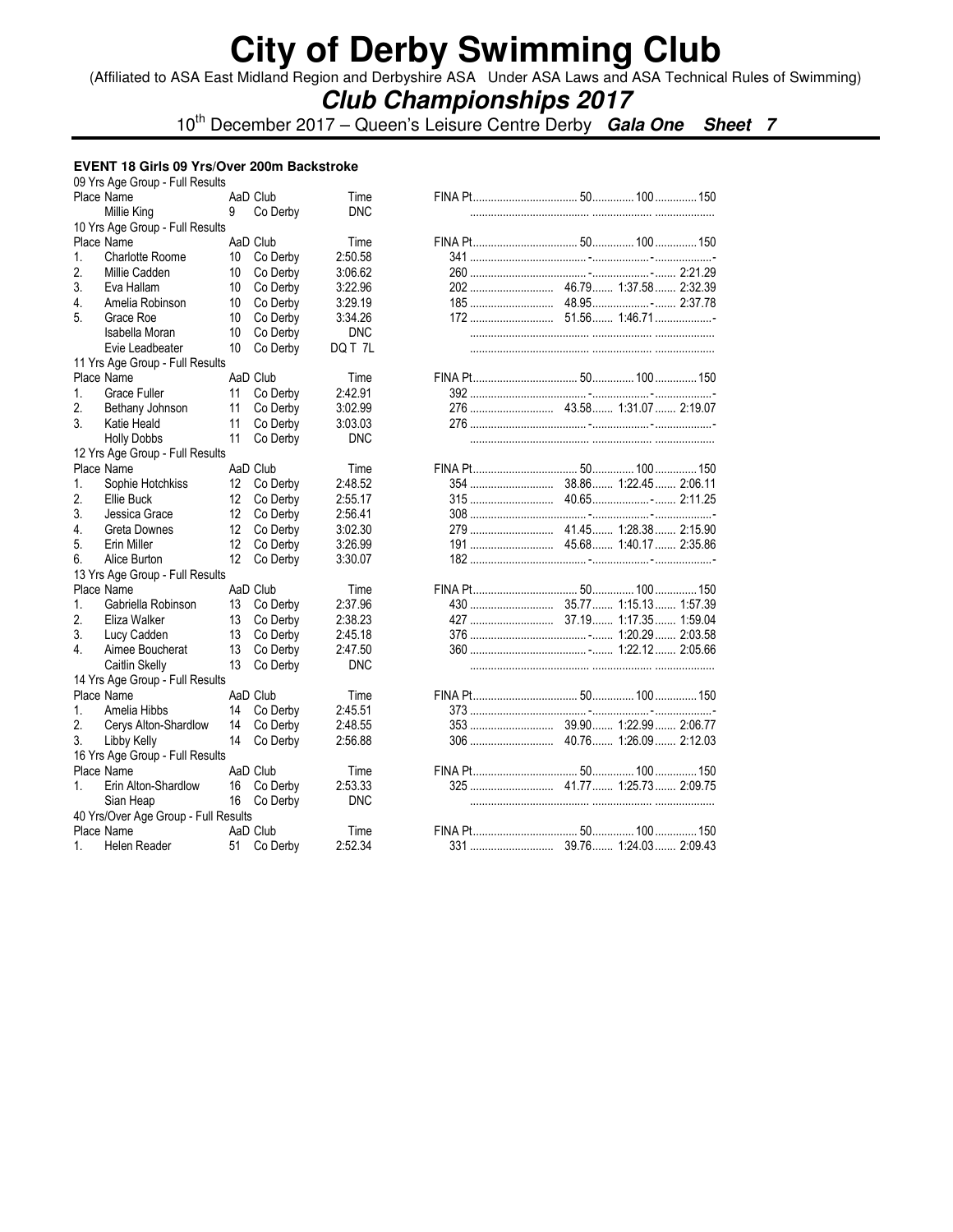# City of Derby Swimming Club

(Affiliated to ASA East Midland Region and Derbyshire ASA Under ASA Laws and ASA Technical Rules of Swimming)

## *Club Championships 2017*

10th December 2017 – Queen's Leisure Centre Derby ***Gala One Sheet 7***

### EVENT 18 Girls 09 Yrs/Over 200m Backstroke

09 Yrs Age Group - Full Results

| Place | Name | AaD | Club | Time | FINA Pt | 50 | 100 | 150 |
|---|---|---|---|---|---|---|---|---|
| | Millie King | 9 | Co Derby | DNC | | | | |

10 Yrs Age Group - Full Results

| Place | Name | AaD | Club | Time | FINA Pt | 50 | 100 | 150 |
|---|---|---|---|---|---|---|---|---|
| 1. | Charlotte Roome | 10 | Co Derby | 2:50.58 | 341 | - | - | - |
| 2. | Millie Cadden | 10 | Co Derby | 3:06.62 | 260 | - | - | 2:21.29 |
| 3. | Eva Hallam | 10 | Co Derby | 3:22.96 | 202 | 46.79 | 1:37.58 | 2:32.39 |
| 4. | Amelia Robinson | 10 | Co Derby | 3:29.19 | 185 | 48.95 | - | 2:37.78 |
| 5. | Grace Roe | 10 | Co Derby | 3:34.26 | 172 | 51.56 | 1:46.71 | - |
| | Isabella Moran | 10 | Co Derby | DNC | | | | |
| | Evie Leadbeater | 10 | Co Derby | DQ T 7L | | | | |

11 Yrs Age Group - Full Results

| Place | Name | AaD | Club | Time | FINA Pt | 50 | 100 | 150 |
|---|---|---|---|---|---|---|---|---|
| 1. | Grace Fuller | 11 | Co Derby | 2:42.91 | 392 | - | - | - |
| 2. | Bethany Johnson | 11 | Co Derby | 3:02.99 | 276 | 43.58 | 1:31.07 | 2:19.07 |
| 3. | Katie Heald | 11 | Co Derby | 3:03.03 | 276 | - | - | - |
| | Holly Dobbs | 11 | Co Derby | DNC | | | | |

12 Yrs Age Group - Full Results

| Place | Name | AaD | Club | Time | FINA Pt | 50 | 100 | 150 |
|---|---|---|---|---|---|---|---|---|
| 1. | Sophie Hotchkiss | 12 | Co Derby | 2:48.52 | 354 | 38.86 | 1:22.45 | 2:06.11 |
| 2. | Ellie Buck | 12 | Co Derby | 2:55.17 | 315 | 40.65 | - | 2:11.25 |
| 3. | Jessica Grace | 12 | Co Derby | 2:56.41 | 308 | - | - | - |
| 4. | Greta Downes | 12 | Co Derby | 3:02.30 | 279 | 41.45 | 1:28.38 | 2:15.90 |
| 5. | Erin Miller | 12 | Co Derby | 3:26.99 | 191 | 45.68 | 1:40.17 | 2:35.86 |
| 6. | Alice Burton | 12 | Co Derby | 3:30.07 | 182 | - | - | - |

13 Yrs Age Group - Full Results

| Place | Name | AaD | Club | Time | FINA Pt | 50 | 100 | 150 |
|---|---|---|---|---|---|---|---|---|
| 1. | Gabriella Robinson | 13 | Co Derby | 2:37.96 | 430 | 35.77 | 1:15.13 | 1:57.39 |
| 2. | Eliza Walker | 13 | Co Derby | 2:38.23 | 427 | 37.19 | 1:17.35 | 1:59.04 |
| 3. | Lucy Cadden | 13 | Co Derby | 2:45.18 | 376 | - | 1:20.29 | 2:03.58 |
| 4. | Aimee Boucherat | 13 | Co Derby | 2:47.50 | 360 | - | 1:22.12 | 2:05.66 |
| | Caitlin Skelly | 13 | Co Derby | DNC | | | | |

14 Yrs Age Group - Full Results

| Place | Name | AaD | Club | Time | FINA Pt | 50 | 100 | 150 |
|---|---|---|---|---|---|---|---|---|
| 1. | Amelia Hibbs | 14 | Co Derby | 2:45.51 | 373 | - | - | - |
| 2. | Cerys Alton-Shardlow | 14 | Co Derby | 2:48.55 | 353 | 39.90 | 1:22.99 | 2:06.77 |
| 3. | Libby Kelly | 14 | Co Derby | 2:56.88 | 306 | 40.76 | 1:26.09 | 2:12.03 |

16 Yrs Age Group - Full Results

| Place | Name | AaD | Club | Time | FINA Pt | 50 | 100 | 150 |
|---|---|---|---|---|---|---|---|---|
| 1. | Erin Alton-Shardlow | 16 | Co Derby | 2:53.33 | 325 | 41.77 | 1:25.73 | 2:09.75 |
| | Sian Heap | 16 | Co Derby | DNC | | | | |

40 Yrs/Over Age Group - Full Results

| Place | Name | AaD | Club | Time | FINA Pt | 50 | 100 | 150 |
|---|---|---|---|---|---|---|---|---|
| 1. | Helen Reader | 51 | Co Derby | 2:52.34 | 331 | 39.76 | 1:24.03 | 2:09.43 |